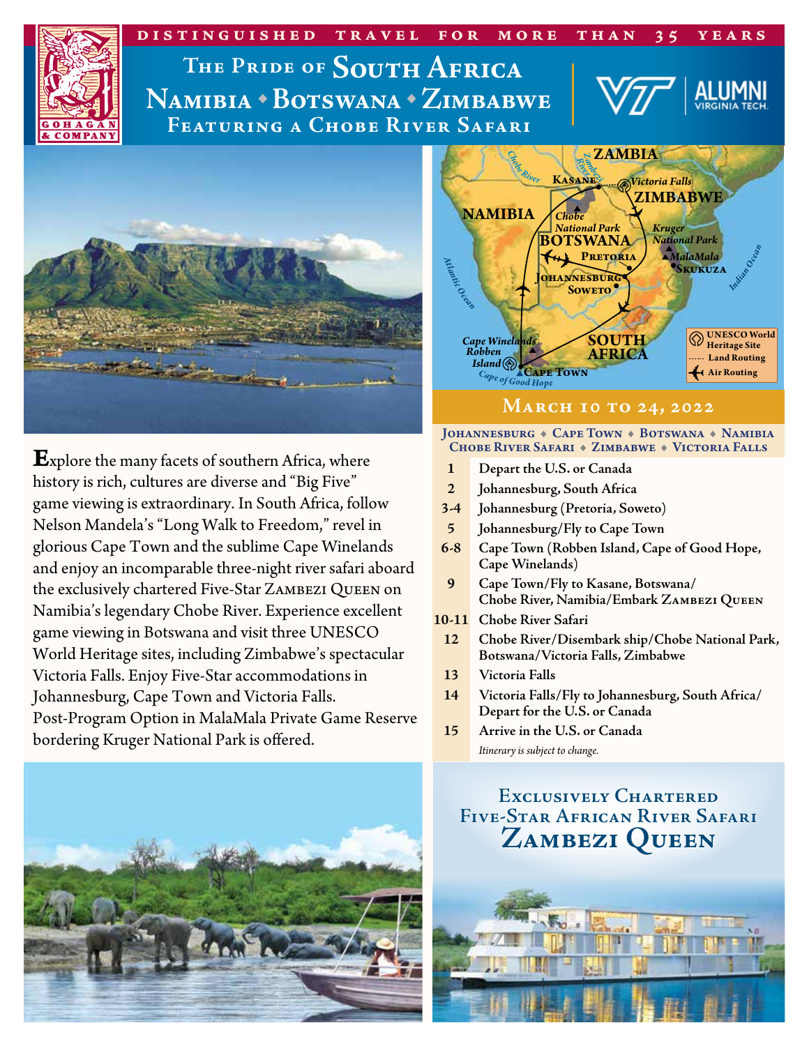DISTINGUISHED TRAVEL FOR MORE THAN 35 YEARS

# The Pride of South Africa
## Namibia • Botswana • Zimbabwe
### Featuring a Chobe River Safari

VT ALUMNI VIRGINIA TECH

GOHAGAN & COMPANY

**E**xplore the many facets of southern Africa, where history is rich, cultures are diverse and "Big Five" game viewing is extraordinary. In South Africa, follow Nelson Mandela's "Long Walk to Freedom," revel in glorious Cape Town and the sublime Cape Winelands and enjoy an incomparable three-night river safari aboard the exclusively chartered Five-Star ZAMBEZI QUEEN on Namibia's legendary Chobe River. Experience excellent game viewing in Botswana and visit three UNESCO World Heritage sites, including Zimbabwe's spectacular Victoria Falls. Enjoy Five-Star accommodations in Johannesburg, Cape Town and Victoria Falls. Post-Program Option in MalaMala Private Game Reserve bordering Kruger National Park is offered.

ZAMBIA · Chobe River · Zambezi River · KASANE · Victoria Falls · ZIMBABWE · NAMIBIA · Chobe National Park · BOTSWANA · Kruger National Park · PRETORIA · MalaMala · SKUKUZA · JOHANNESBURG · SOWETO · Atlantic Ocean · Indian Ocean · Cape Winelands · Robben Island · CAPE TOWN · Cape of Good Hope · SOUTH AFRICA

UNESCO World Heritage Site · Land Routing · Air Routing

## March 10 to 24, 2022

**Johannesburg • Cape Town • Botswana • Namibia • Chobe River Safari • Zimbabwe • Victoria Falls**

| | |
|---|---|
| 1 | Depart the U.S. or Canada |
| 2 | Johannesburg, South Africa |
| 3-4 | Johannesburg (Pretoria, Soweto) |
| 5 | Johannesburg/Fly to Cape Town |
| 6-8 | Cape Town (Robben Island, Cape of Good Hope, Cape Winelands) |
| 9 | Cape Town/Fly to Kasane, Botswana/ Chobe River, Namibia/Embark ZAMBEZI QUEEN |
| 10-11 | Chobe River Safari |
| 12 | Chobe River/Disembark ship/Chobe National Park, Botswana/Victoria Falls, Zimbabwe |
| 13 | Victoria Falls |
| 14 | Victoria Falls/Fly to Johannesburg, South Africa/ Depart for the U.S. or Canada |
| 15 | Arrive in the U.S. or Canada |

*Itinerary is subject to change.*

## Exclusively Chartered Five-Star African River Safari
## Zambezi Queen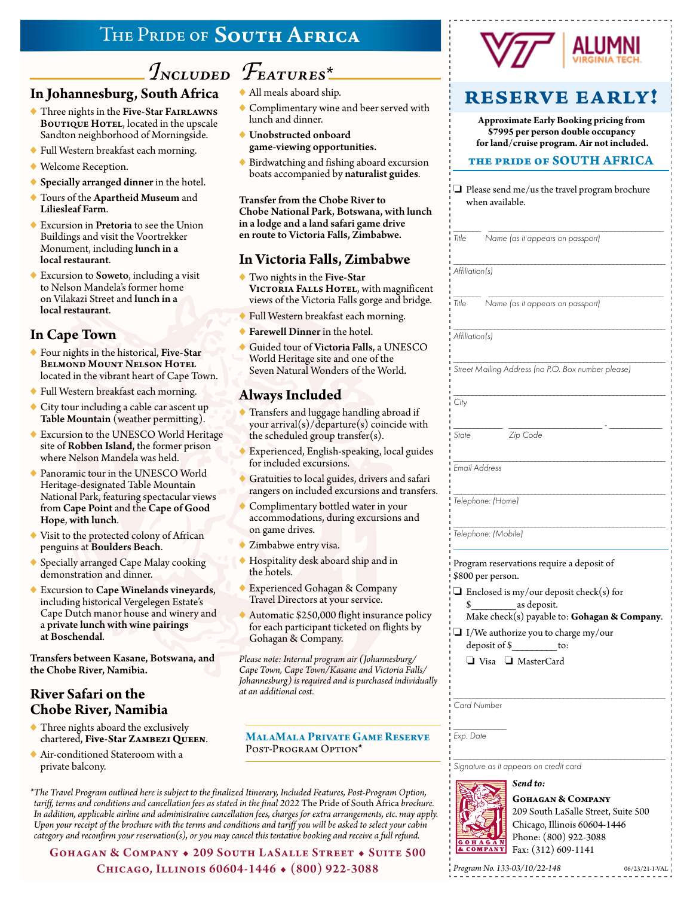# The Pride of South Africa

## Included Features*

### In Johannesburg, South Africa

- Three nights in the **Five-Star Fairlawns Boutique Hotel**, located in the upscale Sandton neighborhood of Morningside.
- Full Western breakfast each morning.
- Welcome Reception.
- **Specially arranged dinner** in the hotel.
- Tours of the **Apartheid Museum** and **Liliesleaf Farm**.
- Excursion in **Pretoria** to see the Union Buildings and visit the Voortrekker Monument, including **lunch in a local restaurant**.
- Excursion to **Soweto**, including a visit to Nelson Mandela's former home on Vilakazi Street and **lunch in a local restaurant**.

### In Cape Town

- Four nights in the historical, **Five-Star Belmond Mount Nelson Hotel** located in the vibrant heart of Cape Town.
- Full Western breakfast each morning.
- City tour including a cable car ascent up **Table Mountain** (weather permitting).
- Excursion to the UNESCO World Heritage site of **Robben Island**, the former prison where Nelson Mandela was held.
- Panoramic tour in the UNESCO World Heritage-designated Table Mountain National Park, featuring spectacular views from **Cape Point** and the **Cape of Good Hope, with lunch**.
- Visit to the protected colony of African penguins at **Boulders Beach**.
- Specially arranged Cape Malay cooking demonstration and dinner.
- Excursion to **Cape Winelands vineyards**, including historical Vergelegen Estate's Cape Dutch manor house and winery and a **private lunch with wine pairings at Boschendal**.

**Transfers between Kasane, Botswana, and the Chobe River, Namibia.**

### River Safari on the Chobe River, Namibia

- Three nights aboard the exclusively chartered, **Five-Star Zambezi Queen**.
- Air-conditioned Stateroom with a private balcony.
- All meals aboard ship.
- Complimentary wine and beer served with lunch and dinner.
- **Unobstructed onboard game-viewing opportunities.**
- Birdwatching and fishing aboard excursion boats accompanied by **naturalist guides**.

**Transfer from the Chobe River to Chobe National Park, Botswana, with lunch in a lodge and a land safari game drive en route to Victoria Falls, Zimbabwe.**

### In Victoria Falls, Zimbabwe

- Two nights in the **Five-Star Victoria Falls Hotel**, with magnificent views of the Victoria Falls gorge and bridge.
- Full Western breakfast each morning.
- **Farewell Dinner** in the hotel.
- Guided tour of **Victoria Falls**, a UNESCO World Heritage site and one of the Seven Natural Wonders of the World.

### Always Included

- Transfers and luggage handling abroad if your arrival(s)/departure(s) coincide with the scheduled group transfer(s).
- Experienced, English-speaking, local guides for included excursions.
- Gratuities to local guides, drivers and safari rangers on included excursions and transfers.
- Complimentary bottled water in your accommodations, during excursions and on game drives.
- Zimbabwe entry visa.
- Hospitality desk aboard ship and in the hotels.
- Experienced Gohagan & Company Travel Directors at your service.
- Automatic $250,000 flight insurance policy for each participant ticketed on flights by Gohagan & Company.

*Please note: Internal program air (Johannesburg/Cape Town, Cape Town/Kasane and Victoria Falls/Johannesburg) is required and is purchased individually at an additional cost.*

**MalaMala Private Game Reserve**
Post-Program Option*

*\*The Travel Program outlined here is subject to the finalized Itinerary, Included Features, Post-Program Option, tariff, terms and conditions and cancellation fees as stated in the final 2022 The Pride of South Africa brochure. In addition, applicable airline and administrative cancellation fees, charges for extra arrangements, etc. may apply. Upon your receipt of the brochure with the terms and conditions and tariff you will be asked to select your cabin category and reconfirm your reservation(s), or you may cancel this tentative booking and receive a full refund.*

**Gohagan & Company ◆ 209 South LaSalle Street ◆ Suite 500**
**Chicago, Illinois 60604-1446 ◆ (800) 922-3088**

---

VT | ALUMNI VIRGINIA TECH.

## RESERVE EARLY!

**Approximate Early Booking pricing from $7995 per person double occupancy for land/cruise program. Air not included.**

**THE PRIDE OF SOUTH AFRICA**

❏ Please send me/us the travel program brochure when available.

______ ________________________________________
Title Name (as it appears on passport)

________________________________________
Affiliation(s)

______ ________________________________________
Title Name (as it appears on passport)

________________________________________
Affiliation(s)

________________________________________
Street Mailing Address (no P.O. Box number please)

________________________________________
City

__________ ________________ - ________
State Zip Code

________________________________________
Email Address

________________________________________
Telephone: (Home)

________________________________________
Telephone: (Mobile)

Program reservations require a deposit of $800 per person.

❏ Enclosed is my/our deposit check(s) for $_________ as deposit.
Make check(s) payable to: **Gohagan & Company**.

❏ I/We authorize you to charge my/our deposit of $_________ to:

❏ Visa ❏ MasterCard

________________________________________
Card Number

__________
Exp. Date

________________________________________
Signature as it appears on credit card

***Send to:***
**Gohagan & Company**
209 South LaSalle Street, Suite 500
Chicago, Illinois 60604-1446
Phone: (800) 922-3088
Fax: (312) 609-1141

*Program No. 133-03/10/22-148* 06/23/21-1-VAL